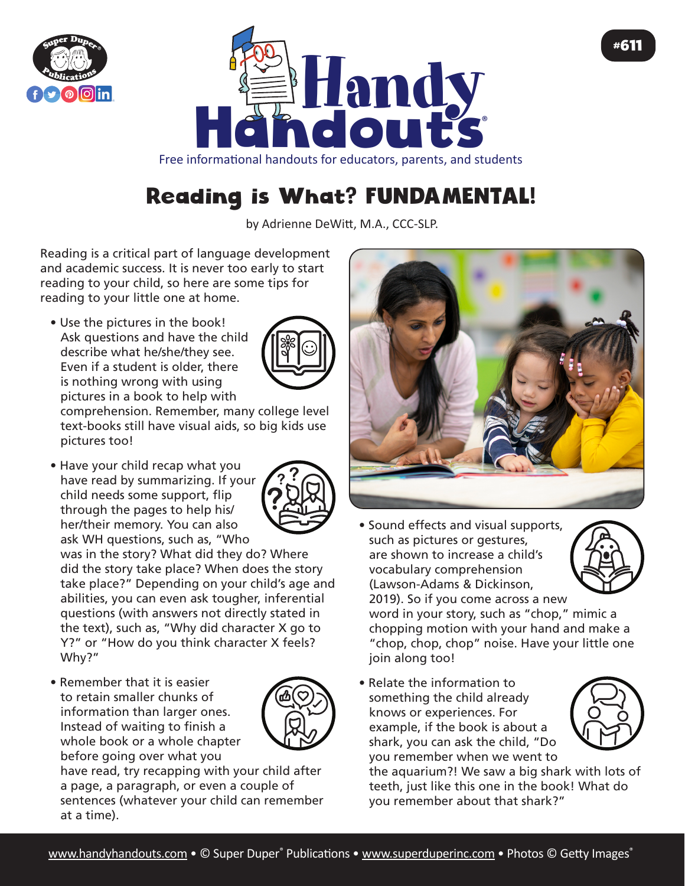# Reading is What? FUNDAMENTAL!

by Adrienne DeWitt, M.A., CCC-SLP.

Reading is a critical part of language development and academic success. It is never too early to start reading to your child, so here are some tips for reading to your little one at home.

- Use the pictures in the book! Ask questions and have the child describe what he/she/they see. Even if a student is older, there is nothing wrong with using pictures in a book to help with comprehension. Remember, many college level text-books still have visual aids, so big kids use pictures too!

- Have your child recap what you have read by summarizing. If your child needs some support, flip through the pages to help his/her/their memory. You can also ask WH questions, such as, "Who was in the story? What did they do? Where did the story take place? When does the story take place?" Depending on your child's age and abilities, you can even ask tougher, inferential questions (with answers not directly stated in the text), such as, "Why did character X go to Y?" or "How do you think character X feels? Why?"

- Remember that it is easier to retain smaller chunks of information than larger ones. Instead of waiting to finish a whole book or a whole chapter before going over what you have read, try recapping with your child after a page, a paragraph, or even a couple of sentences (whatever your child can remember at a time).

- Sound effects and visual supports, such as pictures or gestures, are shown to increase a child's vocabulary comprehension (Lawson-Adams & Dickinson, 2019). So if you come across a new word in your story, such as "chop," mimic a chopping motion with your hand and make a "chop, chop, chop" noise. Have your little one join along too!

- Relate the information to something the child already knows or experiences. For example, if the book is about a shark, you can ask the child, "Do you remember when we went to the aquarium?! We saw a big shark with lots of teeth, just like this one in the book! What do you remember about that shark?"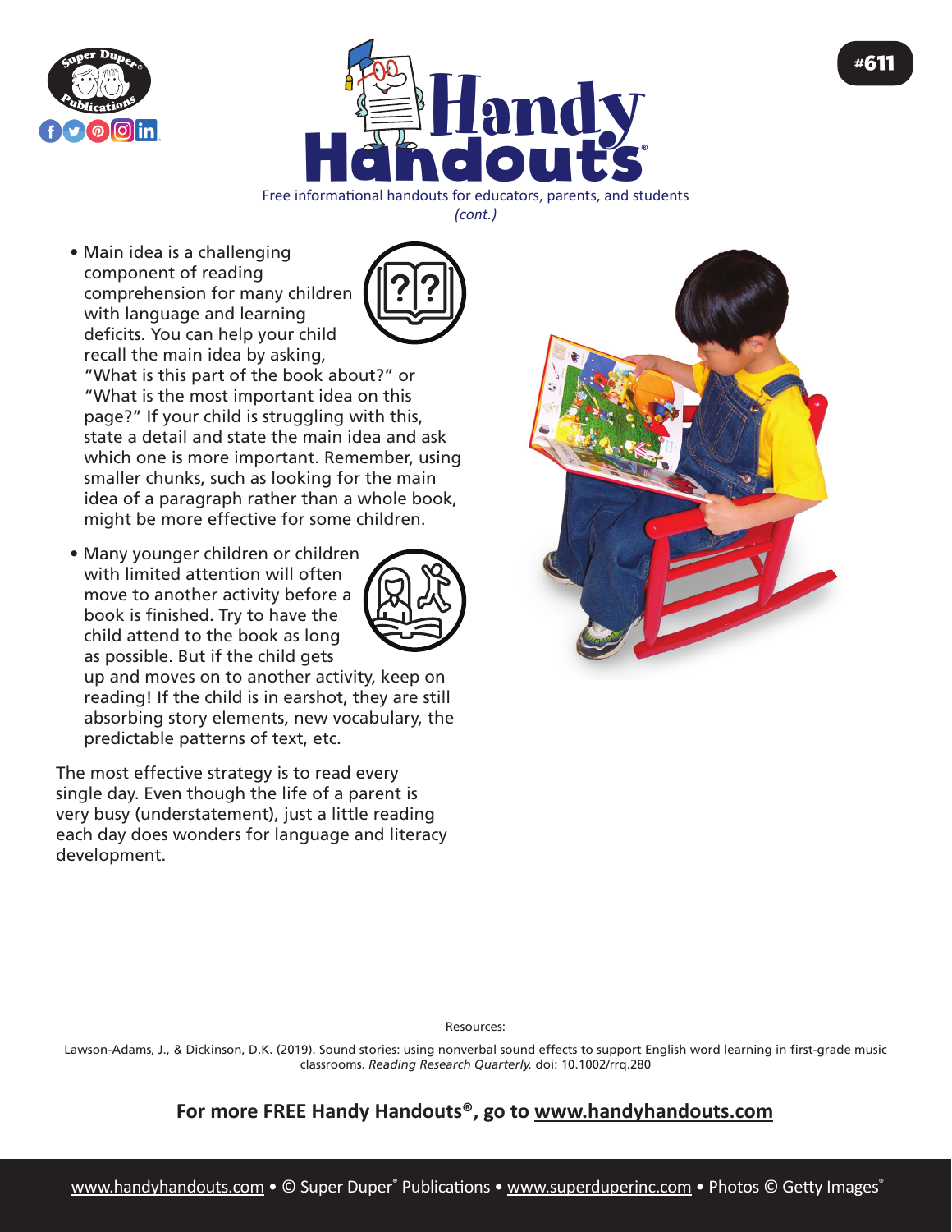*(cont.)*

- Main idea is a challenging component of reading comprehension for many children with language and learning deficits. You can help your child recall the main idea by asking, "What is this part of the book about?" or "What is the most important idea on this page?" If your child is struggling with this, state a detail and state the main idea and ask which one is more important. Remember, using smaller chunks, such as looking for the main idea of a paragraph rather than a whole book, might be more effective for some children.

- Many younger children or children with limited attention will often move to another activity before a book is finished. Try to have the child attend to the book as long as possible. But if the child gets up and moves on to another activity, keep on reading! If the child is in earshot, they are still absorbing story elements, new vocabulary, the predictable patterns of text, etc.

The most effective strategy is to read every single day. Even though the life of a parent is very busy (understatement), just a little reading each day does wonders for language and literacy development.

Resources:

Lawson-Adams, J., & Dickinson, D.K. (2019). Sound stories: using nonverbal sound effects to support English word learning in first-grade music classrooms. *Reading Research Quarterly.* doi: 10.1002/rrq.280

**For more FREE Handy Handouts®, go to www.handyhandouts.com**